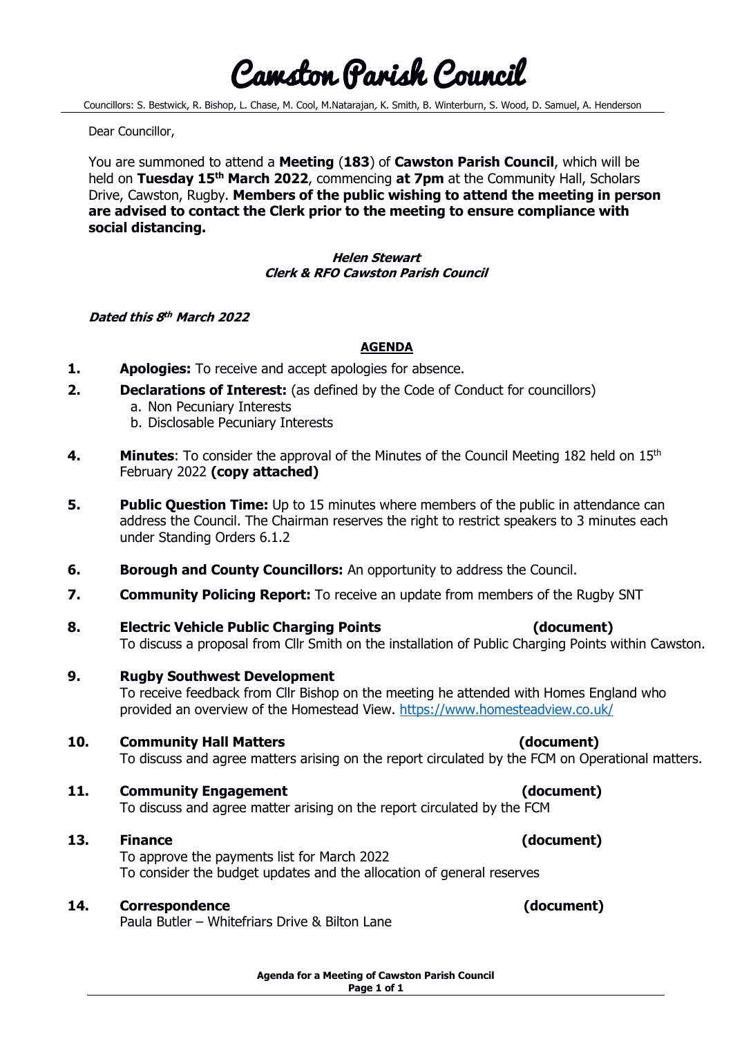# Cawston Parish Council

Councillors: S. Bestwick, R. Bishop, L. Chase, M. Cool, M.Natarajan, K. Smith, B. Winterburn, S. Wood, D. Samuel, A. Henderson

Dear Councillor,

You are summoned to attend a **Meeting** (**183**) of **Cawston Parish Council**, which will be held on **Tuesday 15th March 2022**, commencing **at 7pm** at the Community Hall, Scholars Drive, Cawston, Rugby. **Members of the public wishing to attend the meeting in person are advised to contact the Clerk prior to the meeting to ensure compliance with social distancing.**

***Helen Stewart***
***Clerk & RFO Cawston Parish Council***

***Dated this 8th March 2022***

## AGENDA

**1. Apologies:** To receive and accept apologies for absence.

**2. Declarations of Interest:** (as defined by the Code of Conduct for councillors)
  a. Non Pecuniary Interests
  b. Disclosable Pecuniary Interests

**4. Minutes**: To consider the approval of the Minutes of the Council Meeting 182 held on 15th February 2022 **(copy attached)**

**5. Public Question Time:** Up to 15 minutes where members of the public in attendance can address the Council. The Chairman reserves the right to restrict speakers to 3 minutes each under Standing Orders 6.1.2

**6. Borough and County Councillors:** An opportunity to address the Council.

**7. Community Policing Report:** To receive an update from members of the Rugby SNT

**8. Electric Vehicle Public Charging Points** **(document)**
To discuss a proposal from Cllr Smith on the installation of Public Charging Points within Cawston.

**9. Rugby Southwest Development**
To receive feedback from Cllr Bishop on the meeting he attended with Homes England who provided an overview of the Homestead View. https://www.homesteadview.co.uk/

**10. Community Hall Matters** **(document)**
To discuss and agree matters arising on the report circulated by the FCM on Operational matters.

**11. Community Engagement** **(document)**
To discuss and agree matter arising on the report circulated by the FCM

**13. Finance** **(document)**
To approve the payments list for March 2022
To consider the budget updates and the allocation of general reserves

**14. Correspondence** **(document)**
Paula Butler – Whitefriars Drive & Bilton Lane

**Agenda for a Meeting of Cawston Parish Council**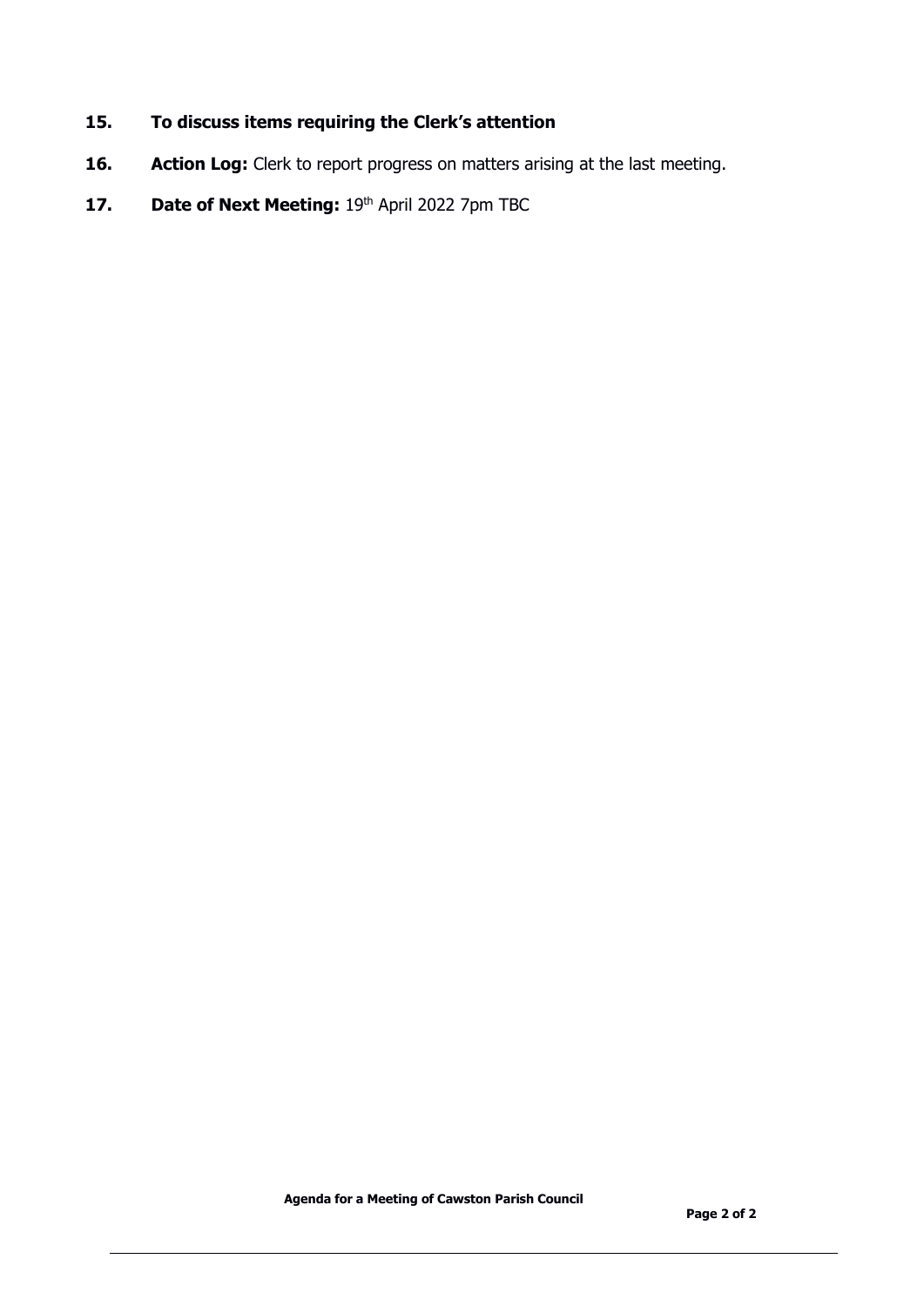**15.** **To discuss items requiring the Clerk's attention**

**16.** **Action Log:** Clerk to report progress on matters arising at the last meeting.

**17.** **Date of Next Meeting:** 19th April 2022 7pm TBC